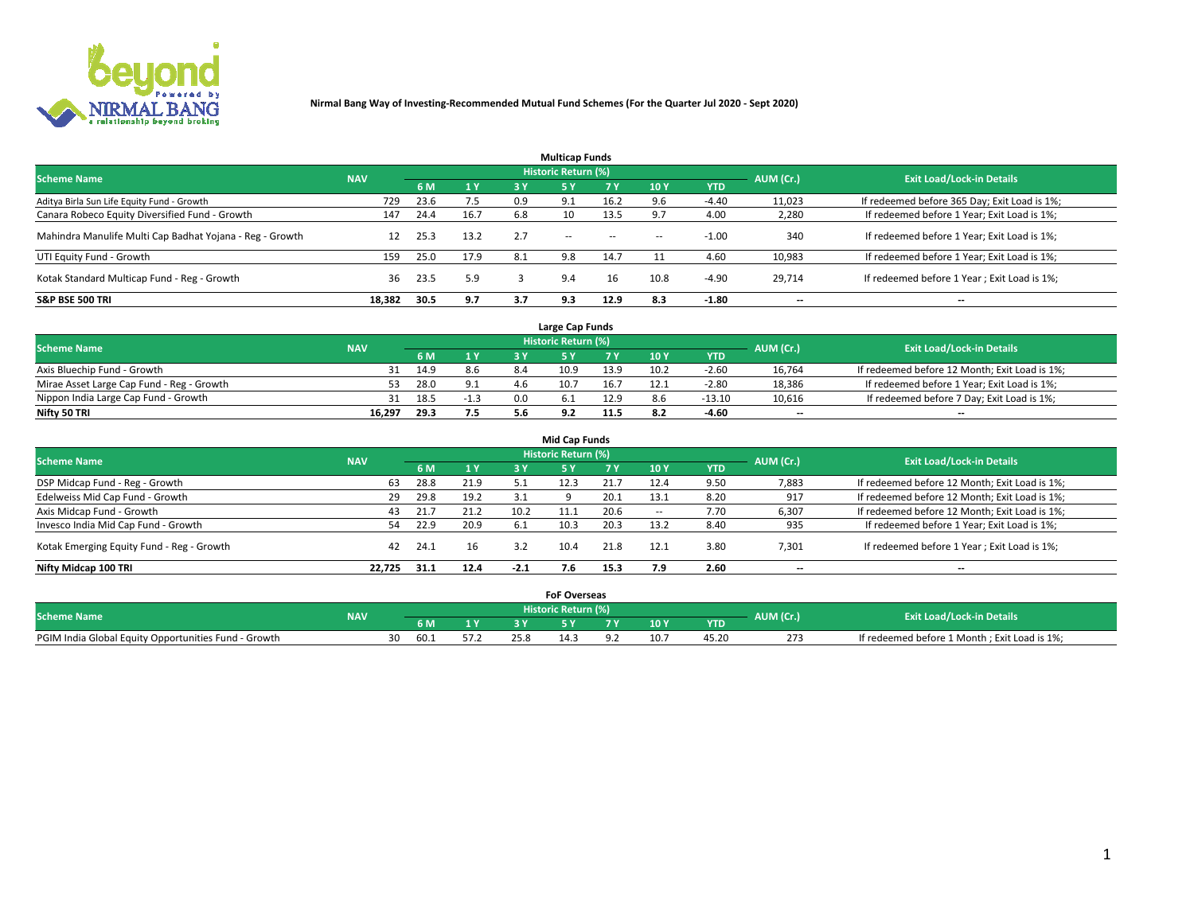# Nirmal Bang Way of Investing-Recommended Mutual Fund Schemes (For the Quarter Jul 2020 - Sept 2020)

## Multicap Funds

| Scheme Name | NAV | Historic Return (%) | | | | | | | AUM (Cr.) | Exit Load/Lock-in Details |
|---|---|---|---|---|---|---|---|---|---|---|
| | | 6 M | 1 Y | 3 Y | 5 Y | 7 Y | 10 Y | YTD | | |
| Aditya Birla Sun Life Equity Fund - Growth | 729 | 23.6 | 7.5 | 0.9 | 9.1 | 16.2 | 9.6 | -4.40 | 11,023 | If redeemed before 365 Day; Exit Load is 1%; |
| Canara Robeco Equity Diversified Fund - Growth | 147 | 24.4 | 16.7 | 6.8 | 10 | 13.5 | 9.7 | 4.00 | 2,280 | If redeemed before 1 Year; Exit Load is 1%; |
| Mahindra Manulife Multi Cap Badhat Yojana - Reg - Growth | 12 | 25.3 | 13.2 | 2.7 | -- | -- | -- | -1.00 | 340 | If redeemed before 1 Year; Exit Load is 1%; |
| UTI Equity Fund - Growth | 159 | 25.0 | 17.9 | 8.1 | 9.8 | 14.7 | 11 | 4.60 | 10,983 | If redeemed before 1 Year; Exit Load is 1%; |
| Kotak Standard Multicap Fund - Reg - Growth | 36 | 23.5 | 5.9 | 3 | 9.4 | 16 | 10.8 | -4.90 | 29,714 | If redeemed before 1 Year ; Exit Load is 1%; |
| **S&P BSE 500 TRI** | **18,382** | **30.5** | **9.7** | **3.7** | **9.3** | **12.9** | **8.3** | **-1.80** | **--** | **--** |

## Large Cap Funds

| Scheme Name | NAV | Historic Return (%) | | | | | | | AUM (Cr.) | Exit Load/Lock-in Details |
|---|---|---|---|---|---|---|---|---|---|---|
| | | 6 M | 1 Y | 3 Y | 5 Y | 7 Y | 10 Y | YTD | | |
| Axis Bluechip Fund - Growth | 31 | 14.9 | 8.6 | 8.4 | 10.9 | 13.9 | 10.2 | -2.60 | 16,764 | If redeemed before 12 Month; Exit Load is 1%; |
| Mirae Asset Large Cap Fund - Reg - Growth | 53 | 28.0 | 9.1 | 4.6 | 10.7 | 16.7 | 12.1 | -2.80 | 18,386 | If redeemed before 1 Year; Exit Load is 1%; |
| Nippon India Large Cap Fund - Growth | 31 | 18.5 | -1.3 | 0.0 | 6.1 | 12.9 | 8.6 | -13.10 | 10,616 | If redeemed before 7 Day; Exit Load is 1%; |
| **Nifty 50 TRI** | **16,297** | **29.3** | **7.5** | **5.6** | **9.2** | **11.5** | **8.2** | **-4.60** | **--** | **--** |

## Mid Cap Funds

| Scheme Name | NAV | Historic Return (%) | | | | | | | AUM (Cr.) | Exit Load/Lock-in Details |
|---|---|---|---|---|---|---|---|---|---|---|
| | | 6 M | 1 Y | 3 Y | 5 Y | 7 Y | 10 Y | YTD | | |
| DSP Midcap Fund - Reg - Growth | 63 | 28.8 | 21.9 | 5.1 | 12.3 | 21.7 | 12.4 | 9.50 | 7,883 | If redeemed before 12 Month; Exit Load is 1%; |
| Edelweiss Mid Cap Fund - Growth | 29 | 29.8 | 19.2 | 3.1 | 9 | 20.1 | 13.1 | 8.20 | 917 | If redeemed before 12 Month; Exit Load is 1%; |
| Axis Midcap Fund - Growth | 43 | 21.7 | 21.2 | 10.2 | 11.1 | 20.6 | -- | 7.70 | 6,307 | If redeemed before 12 Month; Exit Load is 1%; |
| Invesco India Mid Cap Fund - Growth | 54 | 22.9 | 20.9 | 6.1 | 10.3 | 20.3 | 13.2 | 8.40 | 935 | If redeemed before 1 Year; Exit Load is 1%; |
| Kotak Emerging Equity Fund - Reg - Growth | 42 | 24.1 | 16 | 3.2 | 10.4 | 21.8 | 12.1 | 3.80 | 7,301 | If redeemed before 1 Year ; Exit Load is 1%; |
| **Nifty Midcap 100 TRI** | **22,725** | **31.1** | **12.4** | **-2.1** | **7.6** | **15.3** | **7.9** | **2.60** | **--** | **--** |

## FoF Overseas

| Scheme Name | NAV | Historic Return (%) | | | | | | | AUM (Cr.) | Exit Load/Lock-in Details |
|---|---|---|---|---|---|---|---|---|---|---|
| | | 6 M | 1 Y | 3 Y | 5 Y | 7 Y | 10 Y | YTD | | |
| PGIM India Global Equity Opportunities Fund - Growth | 30 | 60.1 | 57.2 | 25.8 | 14.3 | 9.2 | 10.7 | 45.20 | 273 | If redeemed before 1 Month ; Exit Load is 1%; |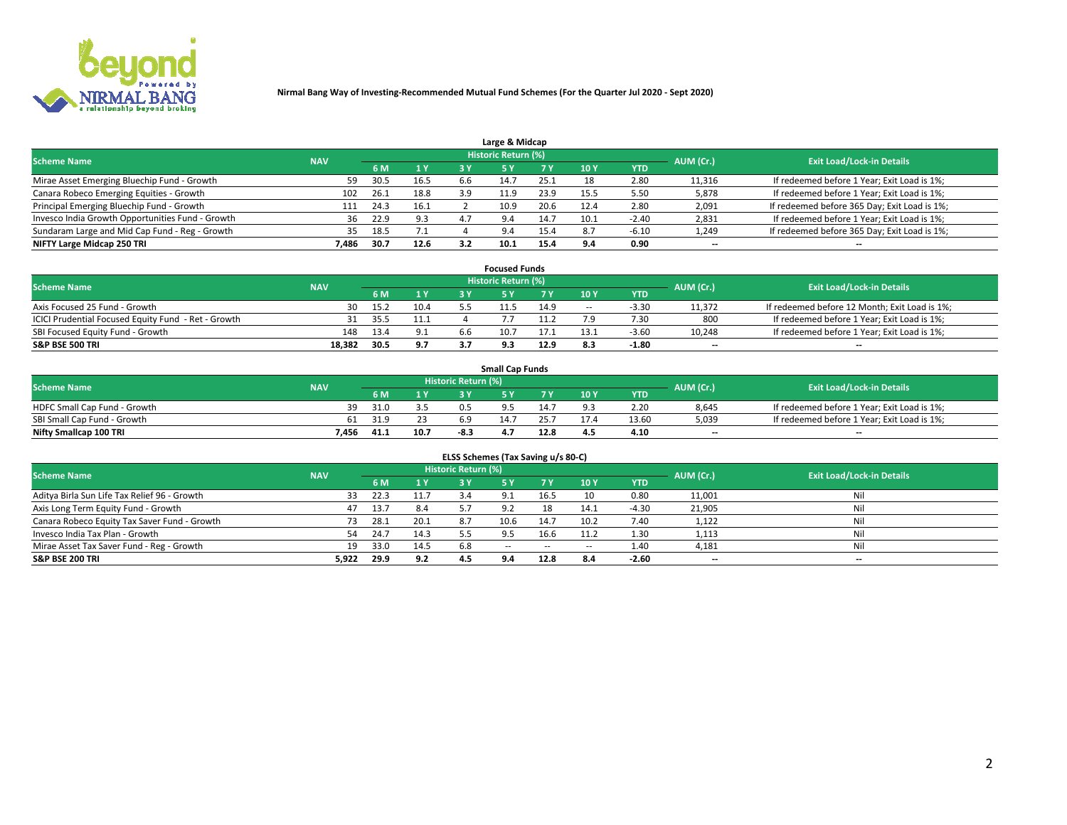**Nirmal Bang Way of Investing-Recommended Mutual Fund Schemes (For the Quarter Jul 2020 - Sept 2020)**

## Large & Midcap

| Scheme Name | NAV | Historic Return (%) | | | | | | | AUM (Cr.) | Exit Load/Lock-in Details |
|---|---|---|---|---|---|---|---|---|---|---|
| | | 6 M | 1 Y | 3 Y | 5 Y | 7 Y | 10 Y | YTD | | |
| Mirae Asset Emerging Bluechip Fund - Growth | 59 | 30.5 | 16.5 | 6.6 | 14.7 | 25.1 | 18 | 2.80 | 11,316 | If redeemed before 1 Year; Exit Load is 1%; |
| Canara Robeco Emerging Equities - Growth | 102 | 26.1 | 18.8 | 3.9 | 11.9 | 23.9 | 15.5 | 5.50 | 5,878 | If redeemed before 1 Year; Exit Load is 1%; |
| Principal Emerging Bluechip Fund - Growth | 111 | 24.3 | 16.1 | 2 | 10.9 | 20.6 | 12.4 | 2.80 | 2,091 | If redeemed before 365 Day; Exit Load is 1%; |
| Invesco India Growth Opportunities Fund - Growth | 36 | 22.9 | 9.3 | 4.7 | 9.4 | 14.7 | 10.1 | -2.40 | 2,831 | If redeemed before 1 Year; Exit Load is 1%; |
| Sundaram Large and Mid Cap Fund - Reg - Growth | 35 | 18.5 | 7.1 | 4 | 9.4 | 15.4 | 8.7 | -6.10 | 1,249 | If redeemed before 365 Day; Exit Load is 1%; |
| **NIFTY Large Midcap 250 TRI** | **7,486** | **30.7** | **12.6** | **3.2** | **10.1** | **15.4** | **9.4** | **0.90** | -- | -- |

## Focused Funds

| Scheme Name | NAV | Historic Return (%) | | | | | | | AUM (Cr.) | Exit Load/Lock-in Details |
|---|---|---|---|---|---|---|---|---|---|---|
| | | 6 M | 1 Y | 3 Y | 5 Y | 7 Y | 10 Y | YTD | | |
| Axis Focused 25 Fund - Growth | 30 | 15.2 | 10.4 | 5.5 | 11.5 | 14.9 | -- | -3.30 | 11,372 | If redeemed before 12 Month; Exit Load is 1%; |
| ICICI Prudential Focused Equity Fund - Ret - Growth | 31 | 35.5 | 11.1 | 4 | 7.7 | 11.2 | 7.9 | 7.30 | 800 | If redeemed before 1 Year; Exit Load is 1%; |
| SBI Focused Equity Fund - Growth | 148 | 13.4 | 9.1 | 6.6 | 10.7 | 17.1 | 13.1 | -3.60 | 10,248 | If redeemed before 1 Year; Exit Load is 1%; |
| **S&P BSE 500 TRI** | **18,382** | **30.5** | **9.7** | **3.7** | **9.3** | **12.9** | **8.3** | **-1.80** | -- | -- |

## Small Cap Funds

| Scheme Name | NAV | Historic Return (%) | | | | | | | AUM (Cr.) | Exit Load/Lock-in Details |
|---|---|---|---|---|---|---|---|---|---|---|
| | | 6 M | 1 Y | 3 Y | 5 Y | 7 Y | 10 Y | YTD | | |
| HDFC Small Cap Fund - Growth | 39 | 31.0 | 3.5 | 0.5 | 9.5 | 14.7 | 9.3 | 2.20 | 8,645 | If redeemed before 1 Year; Exit Load is 1%; |
| SBI Small Cap Fund - Growth | 61 | 31.9 | 23 | 6.9 | 14.7 | 25.7 | 17.4 | 13.60 | 5,039 | If redeemed before 1 Year; Exit Load is 1%; |
| **Nifty Smallcap 100 TRI** | **7,456** | **41.1** | **10.7** | **-8.3** | **4.7** | **12.8** | **4.5** | **4.10** | -- | -- |

## ELSS Schemes (Tax Saving u/s 80-C)

| Scheme Name | NAV | Historic Return (%) | | | | | | | AUM (Cr.) | Exit Load/Lock-in Details |
|---|---|---|---|---|---|---|---|---|---|---|
| | | 6 M | 1 Y | 3 Y | 5 Y | 7 Y | 10 Y | YTD | | |
| Aditya Birla Sun Life Tax Relief 96 - Growth | 33 | 22.3 | 11.7 | 3.4 | 9.1 | 16.5 | 10 | 0.80 | 11,001 | Nil |
| Axis Long Term Equity Fund - Growth | 47 | 13.7 | 8.4 | 5.7 | 9.2 | 18 | 14.1 | -4.30 | 21,905 | Nil |
| Canara Robeco Equity Tax Saver Fund - Growth | 73 | 28.1 | 20.1 | 8.7 | 10.6 | 14.7 | 10.2 | 7.40 | 1,122 | Nil |
| Invesco India Tax Plan - Growth | 54 | 24.7 | 14.3 | 5.5 | 9.5 | 16.6 | 11.2 | 1.30 | 1,113 | Nil |
| Mirae Asset Tax Saver Fund - Reg - Growth | 19 | 33.0 | 14.5 | 6.8 | -- | -- | -- | 1.40 | 4,181 | Nil |
| **S&P BSE 200 TRI** | **5,922** | **29.9** | **9.2** | **4.5** | **9.4** | **12.8** | **8.4** | **-2.60** | -- | -- |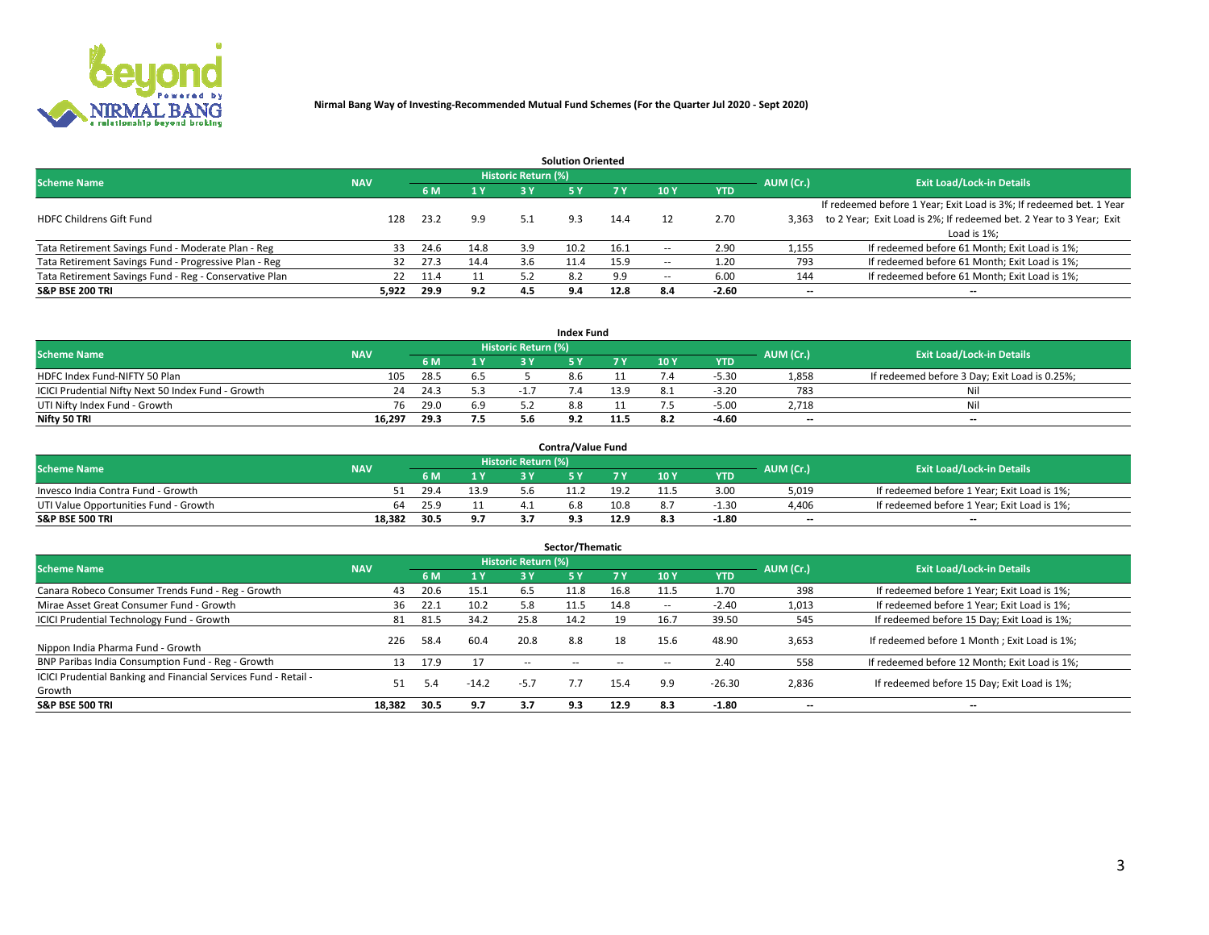**Nirmal Bang Way of Investing-Recommended Mutual Fund Schemes (For the Quarter Jul 2020 - Sept 2020)**

## Solution Oriented

| Scheme Name | NAV | Historic Return (%) | | | | | | | AUM (Cr.) | Exit Load/Lock-in Details |
|---|---|---|---|---|---|---|---|---|---|---|
| | | 6 M | 1 Y | 3 Y | 5 Y | 7 Y | 10 Y | YTD | | |
| HDFC Childrens Gift Fund | 128 | 23.2 | 9.9 | 5.1 | 9.3 | 14.4 | 12 | 2.70 | 3,363 | If redeemed before 1 Year; Exit Load is 3%; If redeemed bet. 1 Year to 2 Year; Exit Load is 2%; If redeemed bet. 2 Year to 3 Year; Exit Load is 1%; |
| Tata Retirement Savings Fund - Moderate Plan - Reg | 33 | 24.6 | 14.8 | 3.9 | 10.2 | 16.1 | -- | 2.90 | 1,155 | If redeemed before 61 Month; Exit Load is 1%; |
| Tata Retirement Savings Fund - Progressive Plan - Reg | 32 | 27.3 | 14.4 | 3.6 | 11.4 | 15.9 | -- | 1.20 | 793 | If redeemed before 61 Month; Exit Load is 1%; |
| Tata Retirement Savings Fund - Reg - Conservative Plan | 22 | 11.4 | 11 | 5.2 | 8.2 | 9.9 | -- | 6.00 | 144 | If redeemed before 61 Month; Exit Load is 1%; |
| **S&P BSE 200 TRI** | **5,922** | **29.9** | **9.2** | **4.5** | **9.4** | **12.8** | **8.4** | **-2.60** | **--** | **--** |

## Index Fund

| Scheme Name | NAV | Historic Return (%) | | | | | | | AUM (Cr.) | Exit Load/Lock-in Details |
|---|---|---|---|---|---|---|---|---|---|---|
| | | 6 M | 1 Y | 3 Y | 5 Y | 7 Y | 10 Y | YTD | | |
| HDFC Index Fund-NIFTY 50 Plan | 105 | 28.5 | 6.5 | 5 | 8.6 | 11 | 7.4 | -5.30 | 1,858 | If redeemed before 3 Day; Exit Load is 0.25%; |
| ICICI Prudential Nifty Next 50 Index Fund - Growth | 24 | 24.3 | 5.3 | -1.7 | 7.4 | 13.9 | 8.1 | -3.20 | 783 | Nil |
| UTI Nifty Index Fund - Growth | 76 | 29.0 | 6.9 | 5.2 | 8.8 | 11 | 7.5 | -5.00 | 2,718 | Nil |
| **Nifty 50 TRI** | **16,297** | **29.3** | **7.5** | **5.6** | **9.2** | **11.5** | **8.2** | **-4.60** | **--** | **--** |

## Contra/Value Fund

| Scheme Name | NAV | Historic Return (%) | | | | | | | AUM (Cr.) | Exit Load/Lock-in Details |
|---|---|---|---|---|---|---|---|---|---|---|
| | | 6 M | 1 Y | 3 Y | 5 Y | 7 Y | 10 Y | YTD | | |
| Invesco India Contra Fund - Growth | 51 | 29.4 | 13.9 | 5.6 | 11.2 | 19.2 | 11.5 | 3.00 | 5,019 | If redeemed before 1 Year; Exit Load is 1%; |
| UTI Value Opportunities Fund - Growth | 64 | 25.9 | 11 | 4.1 | 6.8 | 10.8 | 8.7 | -1.30 | 4,406 | If redeemed before 1 Year; Exit Load is 1%; |
| **S&P BSE 500 TRI** | **18,382** | **30.5** | **9.7** | **3.7** | **9.3** | **12.9** | **8.3** | **-1.80** | **--** | **--** |

## Sector/Thematic

| Scheme Name | NAV | Historic Return (%) | | | | | | | AUM (Cr.) | Exit Load/Lock-in Details |
|---|---|---|---|---|---|---|---|---|---|---|
| | | 6 M | 1 Y | 3 Y | 5 Y | 7 Y | 10 Y | YTD | | |
| Canara Robeco Consumer Trends Fund - Reg - Growth | 43 | 20.6 | 15.1 | 6.5 | 11.8 | 16.8 | 11.5 | 1.70 | 398 | If redeemed before 1 Year; Exit Load is 1%; |
| Mirae Asset Great Consumer Fund - Growth | 36 | 22.1 | 10.2 | 5.8 | 11.5 | 14.8 | -- | -2.40 | 1,013 | If redeemed before 1 Year; Exit Load is 1%; |
| ICICI Prudential Technology Fund - Growth | 81 | 81.5 | 34.2 | 25.8 | 14.2 | 19 | 16.7 | 39.50 | 545 | If redeemed before 15 Day; Exit Load is 1%; |
| Nippon India Pharma Fund - Growth | 226 | 58.4 | 60.4 | 20.8 | 8.8 | 18 | 15.6 | 48.90 | 3,653 | If redeemed before 1 Month ; Exit Load is 1%; |
| BNP Paribas India Consumption Fund - Reg - Growth | 13 | 17.9 | 17 | -- | -- | -- | -- | 2.40 | 558 | If redeemed before 12 Month; Exit Load is 1%; |
| ICICI Prudential Banking and Financial Services Fund - Retail - Growth | 51 | 5.4 | -14.2 | -5.7 | 7.7 | 15.4 | 9.9 | -26.30 | 2,836 | If redeemed before 15 Day; Exit Load is 1%; |
| **S&P BSE 500 TRI** | **18,382** | **30.5** | **9.7** | **3.7** | **9.3** | **12.9** | **8.3** | **-1.80** | **--** | **--** |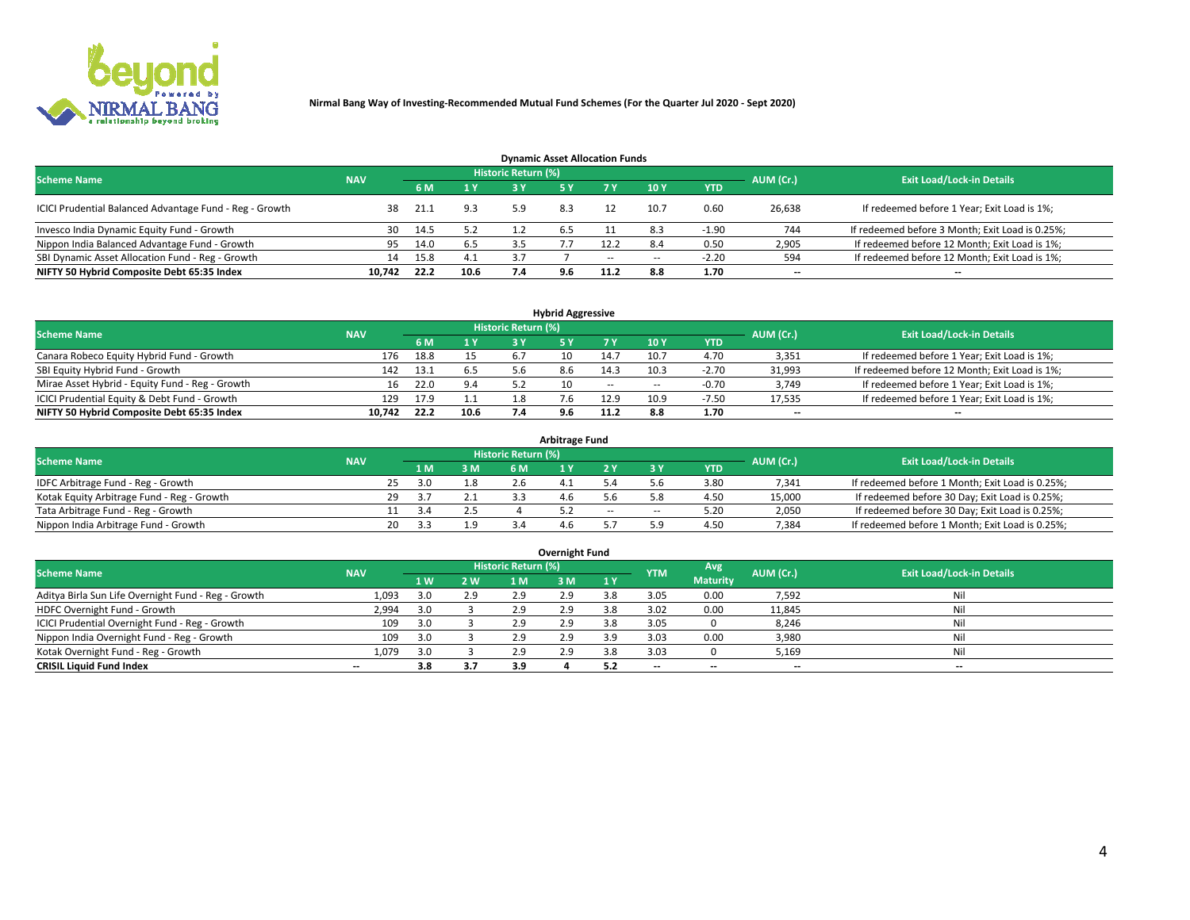Nirmal Bang Way of Investing-Recommended Mutual Fund Schemes (For the Quarter Jul 2020 - Sept 2020)

## Dynamic Asset Allocation Funds

| Scheme Name | NAV | Historic Return (%) | | | | | | | AUM (Cr.) | Exit Load/Lock-in Details |
|---|---|---|---|---|---|---|---|---|---|---|
| | | 6 M | 1 Y | 3 Y | 5 Y | 7 Y | 10 Y | YTD | | |
| ICICI Prudential Balanced Advantage Fund - Reg - Growth | 38 | 21.1 | 9.3 | 5.9 | 8.3 | 12 | 10.7 | 0.60 | 26,638 | If redeemed before 1 Year; Exit Load is 1%; |
| Invesco India Dynamic Equity Fund - Growth | 30 | 14.5 | 5.2 | 1.2 | 6.5 | 11 | 8.3 | -1.90 | 744 | If redeemed before 3 Month; Exit Load is 0.25%; |
| Nippon India Balanced Advantage Fund - Growth | 95 | 14.0 | 6.5 | 3.5 | 7.7 | 12.2 | 8.4 | 0.50 | 2,905 | If redeemed before 12 Month; Exit Load is 1%; |
| SBI Dynamic Asset Allocation Fund - Reg - Growth | 14 | 15.8 | 4.1 | 3.7 | 7 | -- | -- | -2.20 | 594 | If redeemed before 12 Month; Exit Load is 1%; |
| **NIFTY 50 Hybrid Composite Debt 65:35 Index** | **10,742** | **22.2** | **10.6** | **7.4** | **9.6** | **11.2** | **8.8** | **1.70** | **--** | **--** |

## Hybrid Aggressive

| Scheme Name | NAV | Historic Return (%) | | | | | | | AUM (Cr.) | Exit Load/Lock-in Details |
|---|---|---|---|---|---|---|---|---|---|---|
| | | 6 M | 1 Y | 3 Y | 5 Y | 7 Y | 10 Y | YTD | | |
| Canara Robeco Equity Hybrid Fund - Growth | 176 | 18.8 | 15 | 6.7 | 10 | 14.7 | 10.7 | 4.70 | 3,351 | If redeemed before 1 Year; Exit Load is 1%; |
| SBI Equity Hybrid Fund - Growth | 142 | 13.1 | 6.5 | 5.6 | 8.6 | 14.3 | 10.3 | -2.70 | 31,993 | If redeemed before 12 Month; Exit Load is 1%; |
| Mirae Asset Hybrid - Equity Fund - Reg - Growth | 16 | 22.0 | 9.4 | 5.2 | 10 | -- | -- | -0.70 | 3,749 | If redeemed before 1 Year; Exit Load is 1%; |
| ICICI Prudential Equity & Debt Fund - Growth | 129 | 17.9 | 1.1 | 1.8 | 7.6 | 12.9 | 10.9 | -7.50 | 17,535 | If redeemed before 1 Year; Exit Load is 1%; |
| **NIFTY 50 Hybrid Composite Debt 65:35 Index** | **10,742** | **22.2** | **10.6** | **7.4** | **9.6** | **11.2** | **8.8** | **1.70** | **--** | **--** |

## Arbitrage Fund

| Scheme Name | NAV | Historic Return (%) | | | | | | | AUM (Cr.) | Exit Load/Lock-in Details |
|---|---|---|---|---|---|---|---|---|---|---|
| | | 1 M | 3 M | 6 M | 1 Y | 2 Y | 3 Y | YTD | | |
| IDFC Arbitrage Fund - Reg - Growth | 25 | 3.0 | 1.8 | 2.6 | 4.1 | 5.4 | 5.6 | 3.80 | 7,341 | If redeemed before 1 Month; Exit Load is 0.25%; |
| Kotak Equity Arbitrage Fund - Reg - Growth | 29 | 3.7 | 2.1 | 3.3 | 4.6 | 5.6 | 5.8 | 4.50 | 15,000 | If redeemed before 30 Day; Exit Load is 0.25%; |
| Tata Arbitrage Fund - Reg - Growth | 11 | 3.4 | 2.5 | 4 | 5.2 | -- | -- | 5.20 | 2,050 | If redeemed before 30 Day; Exit Load is 0.25%; |
| Nippon India Arbitrage Fund - Growth | 20 | 3.3 | 1.9 | 3.4 | 4.6 | 5.7 | 5.9 | 4.50 | 7,384 | If redeemed before 1 Month; Exit Load is 0.25%; |

## Overnight Fund

| Scheme Name | NAV | Historic Return (%) | | | | | YTM | Avg Maturity | AUM (Cr.) | Exit Load/Lock-in Details |
|---|---|---|---|---|---|---|---|---|---|---|
| | | 1 W | 2 W | 1 M | 3 M | 1 Y | | | | |
| Aditya Birla Sun Life Overnight Fund - Reg - Growth | 1,093 | 3.0 | 2.9 | 2.9 | 2.9 | 3.8 | 3.05 | 0.00 | 7,592 | Nil |
| HDFC Overnight Fund - Growth | 2,994 | 3.0 | 3 | 2.9 | 2.9 | 3.8 | 3.02 | 0.00 | 11,845 | Nil |
| ICICI Prudential Overnight Fund - Reg - Growth | 109 | 3.0 | 3 | 2.9 | 2.9 | 3.8 | 3.05 | 0 | 8,246 | Nil |
| Nippon India Overnight Fund - Reg - Growth | 109 | 3.0 | 3 | 2.9 | 2.9 | 3.9 | 3.03 | 0.00 | 3,980 | Nil |
| Kotak Overnight Fund - Reg - Growth | 1,079 | 3.0 | 3 | 2.9 | 2.9 | 3.8 | 3.03 | 0 | 5,169 | Nil |
| **CRISIL Liquid Fund Index** | **--** | **3.8** | **3.7** | **3.9** | **4** | **5.2** | **--** | **--** | **--** | **--** |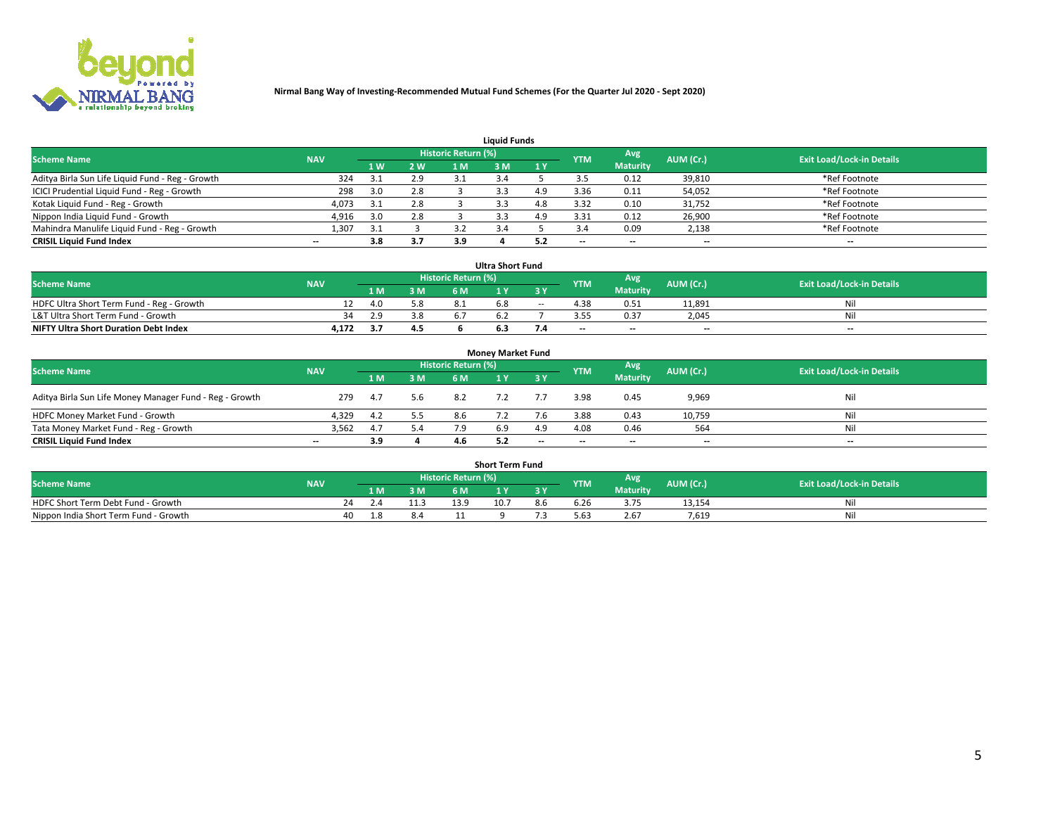Nirmal Bang Way of Investing-Recommended Mutual Fund Schemes (For the Quarter Jul 2020 - Sept 2020)

### Liquid Funds

| Scheme Name | NAV | Historic Return (%) | | | | | YTM | Avg Maturity | AUM (Cr.) | Exit Load/Lock-in Details |
|---|---|---|---|---|---|---|---|---|---|---|
| | | 1 W | 2 W | 1 M | 3 M | 1 Y | | | | |
| Aditya Birla Sun Life Liquid Fund - Reg - Growth | 324 | 3.1 | 2.9 | 3.1 | 3.4 | 5 | 3.5 | 0.12 | 39,810 | *Ref Footnote |
| ICICI Prudential Liquid Fund - Reg - Growth | 298 | 3.0 | 2.8 | 3 | 3.3 | 4.9 | 3.36 | 0.11 | 54,052 | *Ref Footnote |
| Kotak Liquid Fund - Reg - Growth | 4,073 | 3.1 | 2.8 | 3 | 3.3 | 4.8 | 3.32 | 0.10 | 31,752 | *Ref Footnote |
| Nippon India Liquid Fund - Growth | 4,916 | 3.0 | 2.8 | 3 | 3.3 | 4.9 | 3.31 | 0.12 | 26,900 | *Ref Footnote |
| Mahindra Manulife Liquid Fund - Reg - Growth | 1,307 | 3.1 | 3 | 3.2 | 3.4 | 5 | 3.4 | 0.09 | 2,138 | *Ref Footnote |
| **CRISIL Liquid Fund Index** | -- | **3.8** | **3.7** | **3.9** | **4** | **5.2** | -- | -- | -- | -- |

### Ultra Short Fund

| Scheme Name | NAV | Historic Return (%) | | | | | YTM | Avg Maturity | AUM (Cr.) | Exit Load/Lock-in Details |
|---|---|---|---|---|---|---|---|---|---|---|
| | | 1 M | 3 M | 6 M | 1 Y | 3 Y | | | | |
| HDFC Ultra Short Term Fund - Reg - Growth | 12 | 4.0 | 5.8 | 8.1 | 6.8 | -- | 4.38 | 0.51 | 11,891 | Nil |
| L&T Ultra Short Term Fund - Growth | 34 | 2.9 | 3.8 | 6.7 | 6.2 | 7 | 3.55 | 0.37 | 2,045 | Nil |
| **NIFTY Ultra Short Duration Debt Index** | **4,172** | **3.7** | **4.5** | **6** | **6.3** | **7.4** | -- | -- | -- | -- |

### Money Market Fund

| Scheme Name | NAV | Historic Return (%) | | | | | YTM | Avg Maturity | AUM (Cr.) | Exit Load/Lock-in Details |
|---|---|---|---|---|---|---|---|---|---|---|
| | | 1 M | 3 M | 6 M | 1 Y | 3 Y | | | | |
| Aditya Birla Sun Life Money Manager Fund - Reg - Growth | 279 | 4.7 | 5.6 | 8.2 | 7.2 | 7.7 | 3.98 | 0.45 | 9,969 | Nil |
| HDFC Money Market Fund - Growth | 4,329 | 4.2 | 5.5 | 8.6 | 7.2 | 7.6 | 3.88 | 0.43 | 10,759 | Nil |
| Tata Money Market Fund - Reg - Growth | 3,562 | 4.7 | 5.4 | 7.9 | 6.9 | 4.9 | 4.08 | 0.46 | 564 | Nil |
| **CRISIL Liquid Fund Index** | -- | **3.9** | **4** | **4.6** | **5.2** | -- | -- | -- | -- | -- |

### Short Term Fund

| Scheme Name | NAV | Historic Return (%) | | | | | YTM | Avg Maturity | AUM (Cr.) | Exit Load/Lock-in Details |
|---|---|---|---|---|---|---|---|---|---|---|
| | | 1 M | 3 M | 6 M | 1 Y | 3 Y | | | | |
| HDFC Short Term Debt Fund - Growth | 24 | 2.4 | 11.3 | 13.9 | 10.7 | 8.6 | 6.26 | 3.75 | 13,154 | Nil |
| Nippon India Short Term Fund - Growth | 40 | 1.8 | 8.4 | 11 | 9 | 7.3 | 5.63 | 2.67 | 7,619 | Nil |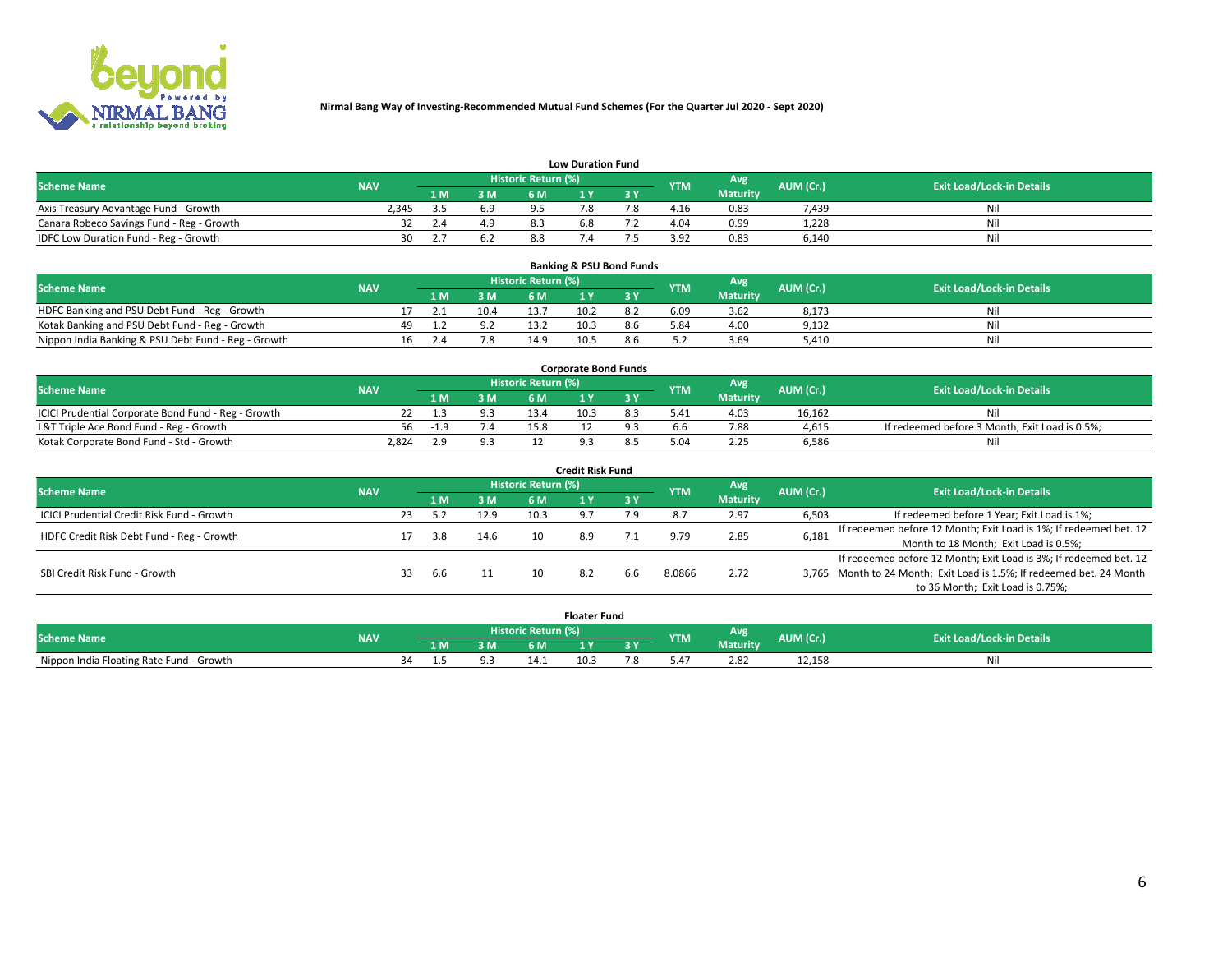**Nirmal Bang Way of Investing-Recommended Mutual Fund Schemes (For the Quarter Jul 2020 - Sept 2020)**

### Low Duration Fund

| Scheme Name | NAV | Historic Return (%) | | | | | YTM | Avg Maturity | AUM (Cr.) | Exit Load/Lock-in Details |
|---|---|---|---|---|---|---|---|---|---|---|
| | | 1 M | 3 M | 6 M | 1 Y | 3 Y | | | | |
| Axis Treasury Advantage Fund - Growth | 2,345 | 3.5 | 6.9 | 9.5 | 7.8 | 7.8 | 4.16 | 0.83 | 7,439 | Nil |
| Canara Robeco Savings Fund - Reg - Growth | 32 | 2.4 | 4.9 | 8.3 | 6.8 | 7.2 | 4.04 | 0.99 | 1,228 | Nil |
| IDFC Low Duration Fund - Reg - Growth | 30 | 2.7 | 6.2 | 8.8 | 7.4 | 7.5 | 3.92 | 0.83 | 6,140 | Nil |

### Banking & PSU Bond Funds

| Scheme Name | NAV | Historic Return (%) | | | | | YTM | Avg Maturity | AUM (Cr.) | Exit Load/Lock-in Details |
|---|---|---|---|---|---|---|---|---|---|---|
| | | 1 M | 3 M | 6 M | 1 Y | 3 Y | | | | |
| HDFC Banking and PSU Debt Fund - Reg - Growth | 17 | 2.1 | 10.4 | 13.7 | 10.2 | 8.2 | 6.09 | 3.62 | 8,173 | Nil |
| Kotak Banking and PSU Debt Fund - Reg - Growth | 49 | 1.2 | 9.2 | 13.2 | 10.3 | 8.6 | 5.84 | 4.00 | 9,132 | Nil |
| Nippon India Banking & PSU Debt Fund - Reg - Growth | 16 | 2.4 | 7.8 | 14.9 | 10.5 | 8.6 | 5.2 | 3.69 | 5,410 | Nil |

### Corporate Bond Funds

| Scheme Name | NAV | Historic Return (%) | | | | | YTM | Avg Maturity | AUM (Cr.) | Exit Load/Lock-in Details |
|---|---|---|---|---|---|---|---|---|---|---|
| | | 1 M | 3 M | 6 M | 1 Y | 3 Y | | | | |
| ICICI Prudential Corporate Bond Fund - Reg - Growth | 22 | 1.3 | 9.3 | 13.4 | 10.3 | 8.3 | 5.41 | 4.03 | 16,162 | Nil |
| L&T Triple Ace Bond Fund - Reg - Growth | 56 | -1.9 | 7.4 | 15.8 | 12 | 9.3 | 6.6 | 7.88 | 4,615 | If redeemed before 3 Month; Exit Load is 0.5%; |
| Kotak Corporate Bond Fund - Std - Growth | 2,824 | 2.9 | 9.3 | 12 | 9.3 | 8.5 | 5.04 | 2.25 | 6,586 | Nil |

### Credit Risk Fund

| Scheme Name | NAV | Historic Return (%) | | | | | YTM | Avg Maturity | AUM (Cr.) | Exit Load/Lock-in Details |
|---|---|---|---|---|---|---|---|---|---|---|
| | | 1 M | 3 M | 6 M | 1 Y | 3 Y | | | | |
| ICICI Prudential Credit Risk Fund - Growth | 23 | 5.2 | 12.9 | 10.3 | 9.7 | 7.9 | 8.7 | 2.97 | 6,503 | If redeemed before 1 Year; Exit Load is 1%; |
| HDFC Credit Risk Debt Fund - Reg - Growth | 17 | 3.8 | 14.6 | 10 | 8.9 | 7.1 | 9.79 | 2.85 | 6,181 | If redeemed before 12 Month; Exit Load is 1%; If redeemed bet. 12 Month to 18 Month; Exit Load is 0.5%; |
| SBI Credit Risk Fund - Growth | 33 | 6.6 | 11 | 10 | 8.2 | 6.6 | 8.0866 | 2.72 | 3,765 | If redeemed before 12 Month; Exit Load is 3%; If redeemed bet. 12 Month to 24 Month; Exit Load is 1.5%; If redeemed bet. 24 Month to 36 Month; Exit Load is 0.75%; |

### Floater Fund

| Scheme Name | NAV | Historic Return (%) | | | | | YTM | Avg Maturity | AUM (Cr.) | Exit Load/Lock-in Details |
|---|---|---|---|---|---|---|---|---|---|---|
| | | 1 M | 3 M | 6 M | 1 Y | 3 Y | | | | |
| Nippon India Floating Rate Fund - Growth | 34 | 1.5 | 9.3 | 14.1 | 10.3 | 7.8 | 5.47 | 2.82 | 12,158 | Nil |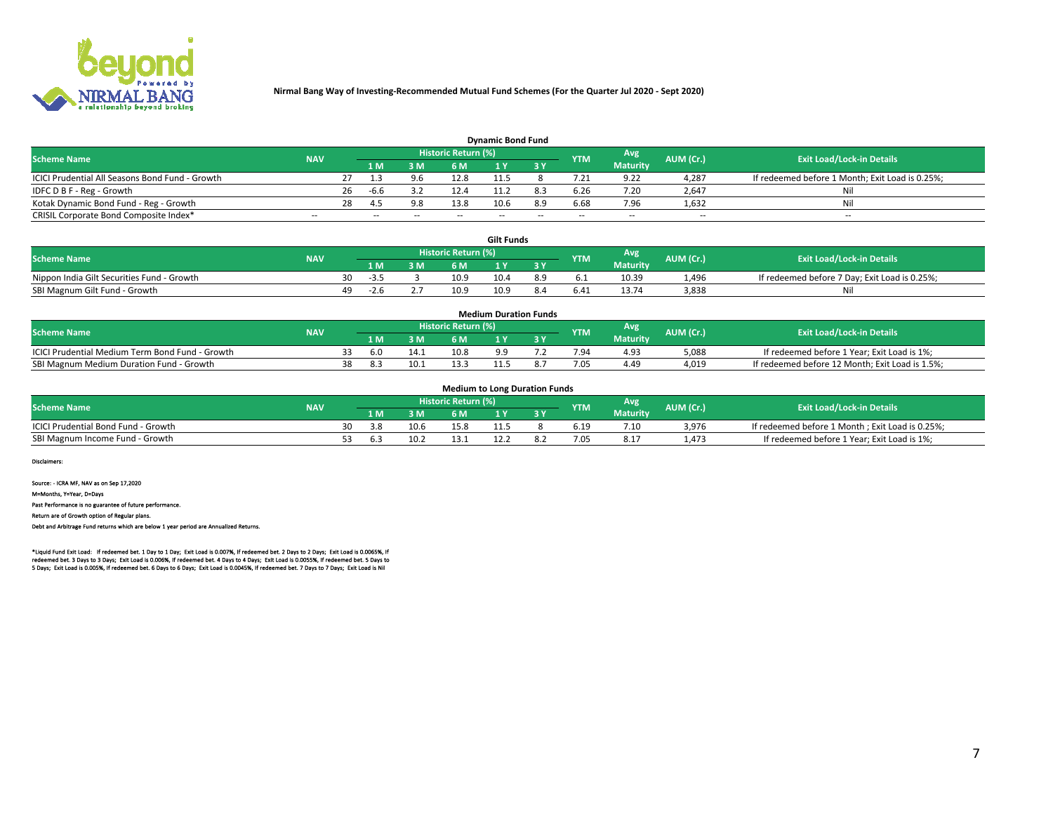**Nirmal Bang Way of Investing-Recommended Mutual Fund Schemes (For the Quarter Jul 2020 - Sept 2020)**

### Dynamic Bond Fund

| Scheme Name | NAV | Historic Return (%) | | | | | YTM | Avg Maturity | AUM (Cr.) | Exit Load/Lock-in Details |
|---|---|---|---|---|---|---|---|---|---|---|
| | | 1 M | 3 M | 6 M | 1 Y | 3 Y | | | | |
| ICICI Prudential All Seasons Bond Fund - Growth | 27 | 1.3 | 9.6 | 12.8 | 11.5 | 8 | 7.21 | 9.22 | 4,287 | If redeemed before 1 Month; Exit Load is 0.25%; |
| IDFC D B F - Reg - Growth | 26 | -6.6 | 3.2 | 12.4 | 11.2 | 8.3 | 6.26 | 7.20 | 2,647 | Nil |
| Kotak Dynamic Bond Fund - Reg - Growth | 28 | 4.5 | 9.8 | 13.8 | 10.6 | 8.9 | 6.68 | 7.96 | 1,632 | Nil |
| CRISIL Corporate Bond Composite Index* | -- | -- | -- | -- | -- | -- | -- | -- | -- | -- |

### Gilt Funds

| Scheme Name | NAV | Historic Return (%) | | | | | YTM | Avg Maturity | AUM (Cr.) | Exit Load/Lock-in Details |
|---|---|---|---|---|---|---|---|---|---|---|
| | | 1 M | 3 M | 6 M | 1 Y | 3 Y | | | | |
| Nippon India Gilt Securities Fund - Growth | 30 | -3.5 | 3 | 10.9 | 10.4 | 8.9 | 6.1 | 10.39 | 1,496 | If redeemed before 7 Day; Exit Load is 0.25%; |
| SBI Magnum Gilt Fund - Growth | 49 | -2.6 | 2.7 | 10.9 | 10.9 | 8.4 | 6.41 | 13.74 | 3,838 | Nil |

### Medium Duration Funds

| Scheme Name | NAV | Historic Return (%) | | | | | YTM | Avg Maturity | AUM (Cr.) | Exit Load/Lock-in Details |
|---|---|---|---|---|---|---|---|---|---|---|
| | | 1 M | 3 M | 6 M | 1 Y | 3 Y | | | | |
| ICICI Prudential Medium Term Bond Fund - Growth | 33 | 6.0 | 14.1 | 10.8 | 9.9 | 7.2 | 7.94 | 4.93 | 5,088 | If redeemed before 1 Year; Exit Load is 1%; |
| SBI Magnum Medium Duration Fund - Growth | 38 | 8.3 | 10.1 | 13.3 | 11.5 | 8.7 | 7.05 | 4.49 | 4,019 | If redeemed before 12 Month; Exit Load is 1.5%; |

### Medium to Long Duration Funds

| Scheme Name | NAV | Historic Return (%) | | | | | YTM | Avg Maturity | AUM (Cr.) | Exit Load/Lock-in Details |
|---|---|---|---|---|---|---|---|---|---|---|
| | | 1 M | 3 M | 6 M | 1 Y | 3 Y | | | | |
| ICICI Prudential Bond Fund - Growth | 30 | 3.8 | 10.6 | 15.8 | 11.5 | 8 | 6.19 | 7.10 | 3,976 | If redeemed before 1 Month ; Exit Load is 0.25%; |
| SBI Magnum Income Fund - Growth | 53 | 6.3 | 10.2 | 13.1 | 12.2 | 8.2 | 7.05 | 8.17 | 1,473 | If redeemed before 1 Year; Exit Load is 1%; |

Disclaimers:

Source: - ICRA MF, NAV as on Sep 17,2020

M=Months, Y=Year, D=Days

Past Performance is no guarantee of future performance.

Return are of Growth option of Regular plans.

Debt and Arbitrage Fund returns which are below 1 year period are Annualized Returns.

*Liquid Fund Exit Load: If redeemed bet. 1 Day to 1 Day; Exit Load is 0.007%, If redeemed bet. 2 Days to 2 Days; Exit Load is 0.0065%, If redeemed bet. 3 Days to 3 Days; Exit Load is 0.006%, If redeemed bet. 4 Days to 4 Days; Exit Load is 0.0055%, If redeemed bet. 5 Days to 5 Days; Exit Load is 0.005%, If redeemed bet. 6 Days to 6 Days; Exit Load is 0.0045%, If redeemed bet. 7 Days to 7 Days; Exit Load is Nil